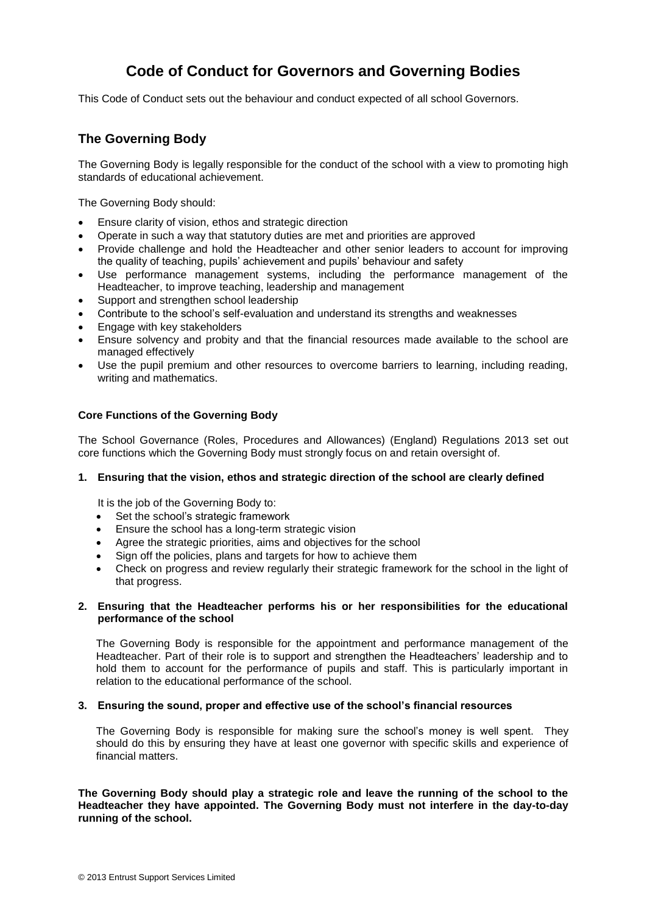# Code of Conduct for Governors and Governing Bodies

This Code of Conduct sets out the behaviour and conduct expected of all school Governors.

## The Governing Body

The Governing Body is legally responsible for the conduct of the school with a view to promoting high standards of educational achievement.

The Governing Body should:

- Ensure clarity of vision, ethos and strategic direction
- Operate in such a way that statutory duties are met and priorities are approved
- Provide challenge and hold the Headteacher and other senior leaders to account for improving the quality of teaching, pupils' achievement and pupils' behaviour and safety
- Use performance management systems, including the performance management of the Headteacher, to improve teaching, leadership and management
- Support and strengthen school leadership
- Contribute to the school's self-evaluation and understand its strengths and weaknesses
- Engage with key stakeholders
- Ensure solvency and probity and that the financial resources made available to the school are managed effectively
- Use the pupil premium and other resources to overcome barriers to learning, including reading, writing and mathematics.

### Core Functions of the Governing Body

The School Governance (Roles, Procedures and Allowances) (England) Regulations 2013 set out core functions which the Governing Body must strongly focus on and retain oversight of.

**1. Ensuring that the vision, ethos and strategic direction of the school are clearly defined**

It is the job of the Governing Body to:

- Set the school's strategic framework
- Ensure the school has a long-term strategic vision
- Agree the strategic priorities, aims and objectives for the school
- Sign off the policies, plans and targets for how to achieve them
- Check on progress and review regularly their strategic framework for the school in the light of that progress.

**2. Ensuring that the Headteacher performs his or her responsibilities for the educational performance of the school**

The Governing Body is responsible for the appointment and performance management of the Headteacher. Part of their role is to support and strengthen the Headteachers' leadership and to hold them to account for the performance of pupils and staff. This is particularly important in relation to the educational performance of the school.

**3. Ensuring the sound, proper and effective use of the school's financial resources**

The Governing Body is responsible for making sure the school's money is well spent. They should do this by ensuring they have at least one governor with specific skills and experience of financial matters.

**The Governing Body should play a strategic role and leave the running of the school to the Headteacher they have appointed. The Governing Body must not interfere in the day-to-day running of the school.**

© 2013 Entrust Support Services Limited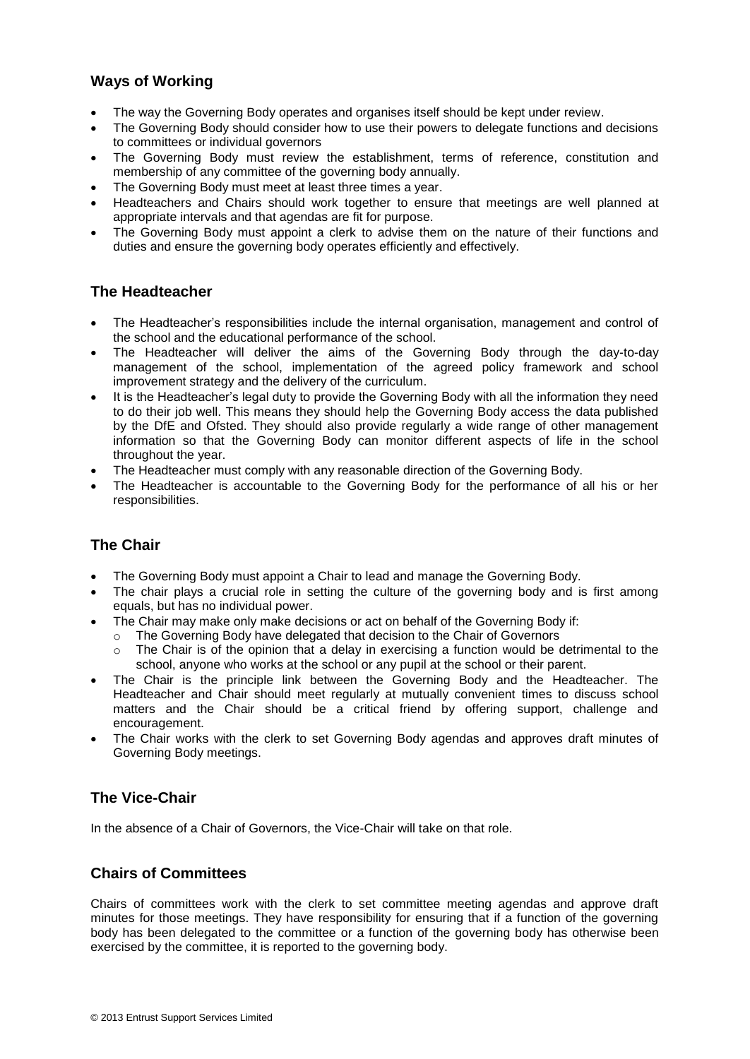## Ways of Working

- The way the Governing Body operates and organises itself should be kept under review.
- The Governing Body should consider how to use their powers to delegate functions and decisions to committees or individual governors
- The Governing Body must review the establishment, terms of reference, constitution and membership of any committee of the governing body annually.
- The Governing Body must meet at least three times a year.
- Headteachers and Chairs should work together to ensure that meetings are well planned at appropriate intervals and that agendas are fit for purpose.
- The Governing Body must appoint a clerk to advise them on the nature of their functions and duties and ensure the governing body operates efficiently and effectively.

## The Headteacher

- The Headteacher's responsibilities include the internal organisation, management and control of the school and the educational performance of the school.
- The Headteacher will deliver the aims of the Governing Body through the day-to-day management of the school, implementation of the agreed policy framework and school improvement strategy and the delivery of the curriculum.
- It is the Headteacher's legal duty to provide the Governing Body with all the information they need to do their job well. This means they should help the Governing Body access the data published by the DfE and Ofsted. They should also provide regularly a wide range of other management information so that the Governing Body can monitor different aspects of life in the school throughout the year.
- The Headteacher must comply with any reasonable direction of the Governing Body.
- The Headteacher is accountable to the Governing Body for the performance of all his or her responsibilities.

## The Chair

- The Governing Body must appoint a Chair to lead and manage the Governing Body.
- The chair plays a crucial role in setting the culture of the governing body and is first among equals, but has no individual power.
- The Chair may make only make decisions or act on behalf of the Governing Body if:
  - The Governing Body have delegated that decision to the Chair of Governors
  - The Chair is of the opinion that a delay in exercising a function would be detrimental to the school, anyone who works at the school or any pupil at the school or their parent.
- The Chair is the principle link between the Governing Body and the Headteacher. The Headteacher and Chair should meet regularly at mutually convenient times to discuss school matters and the Chair should be a critical friend by offering support, challenge and encouragement.
- The Chair works with the clerk to set Governing Body agendas and approves draft minutes of Governing Body meetings.

## The Vice-Chair

In the absence of a Chair of Governors, the Vice-Chair will take on that role.

## Chairs of Committees

Chairs of committees work with the clerk to set committee meeting agendas and approve draft minutes for those meetings. They have responsibility for ensuring that if a function of the governing body has been delegated to the committee or a function of the governing body has otherwise been exercised by the committee, it is reported to the governing body.

© 2013 Entrust Support Services Limited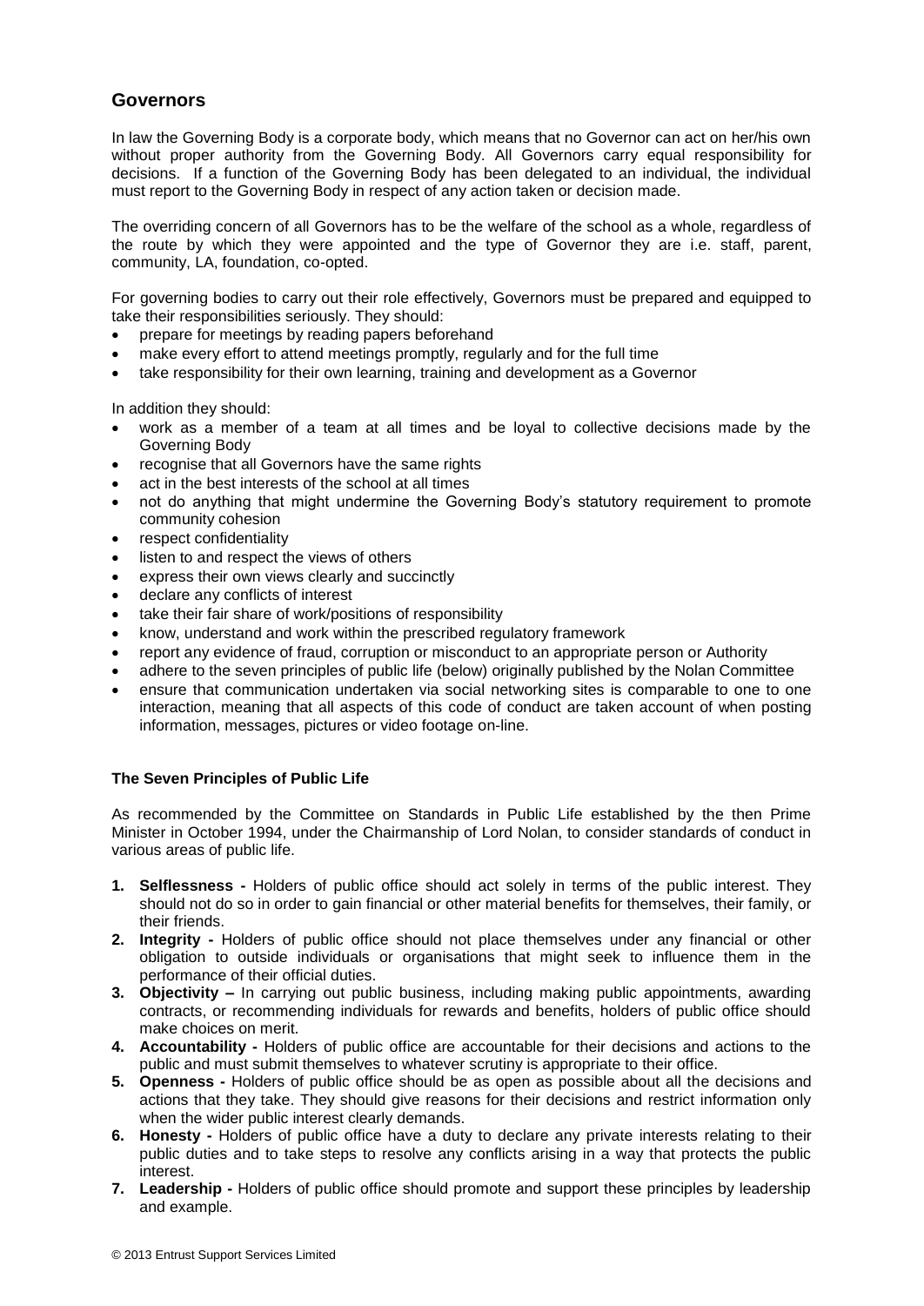## Governors

In law the Governing Body is a corporate body, which means that no Governor can act on her/his own without proper authority from the Governing Body. All Governors carry equal responsibility for decisions. If a function of the Governing Body has been delegated to an individual, the individual must report to the Governing Body in respect of any action taken or decision made.

The overriding concern of all Governors has to be the welfare of the school as a whole, regardless of the route by which they were appointed and the type of Governor they are i.e. staff, parent, community, LA, foundation, co-opted.

For governing bodies to carry out their role effectively, Governors must be prepared and equipped to take their responsibilities seriously. They should:

- prepare for meetings by reading papers beforehand
- make every effort to attend meetings promptly, regularly and for the full time
- take responsibility for their own learning, training and development as a Governor

In addition they should:

- work as a member of a team at all times and be loyal to collective decisions made by the Governing Body
- recognise that all Governors have the same rights
- act in the best interests of the school at all times
- not do anything that might undermine the Governing Body's statutory requirement to promote community cohesion
- respect confidentiality
- listen to and respect the views of others
- express their own views clearly and succinctly
- declare any conflicts of interest
- take their fair share of work/positions of responsibility
- know, understand and work within the prescribed regulatory framework
- report any evidence of fraud, corruption or misconduct to an appropriate person or Authority
- adhere to the seven principles of public life (below) originally published by the Nolan Committee
- ensure that communication undertaken via social networking sites is comparable to one to one interaction, meaning that all aspects of this code of conduct are taken account of when posting information, messages, pictures or video footage on-line.

**The Seven Principles of Public Life**

As recommended by the Committee on Standards in Public Life established by the then Prime Minister in October 1994, under the Chairmanship of Lord Nolan, to consider standards of conduct in various areas of public life.

1. **Selflessness -** Holders of public office should act solely in terms of the public interest. They should not do so in order to gain financial or other material benefits for themselves, their family, or their friends.
2. **Integrity -** Holders of public office should not place themselves under any financial or other obligation to outside individuals or organisations that might seek to influence them in the performance of their official duties.
3. **Objectivity –** In carrying out public business, including making public appointments, awarding contracts, or recommending individuals for rewards and benefits, holders of public office should make choices on merit.
4. **Accountability -** Holders of public office are accountable for their decisions and actions to the public and must submit themselves to whatever scrutiny is appropriate to their office.
5. **Openness -** Holders of public office should be as open as possible about all the decisions and actions that they take. They should give reasons for their decisions and restrict information only when the wider public interest clearly demands.
6. **Honesty -** Holders of public office have a duty to declare any private interests relating to their public duties and to take steps to resolve any conflicts arising in a way that protects the public interest.
7. **Leadership -** Holders of public office should promote and support these principles by leadership and example.

© 2013 Entrust Support Services Limited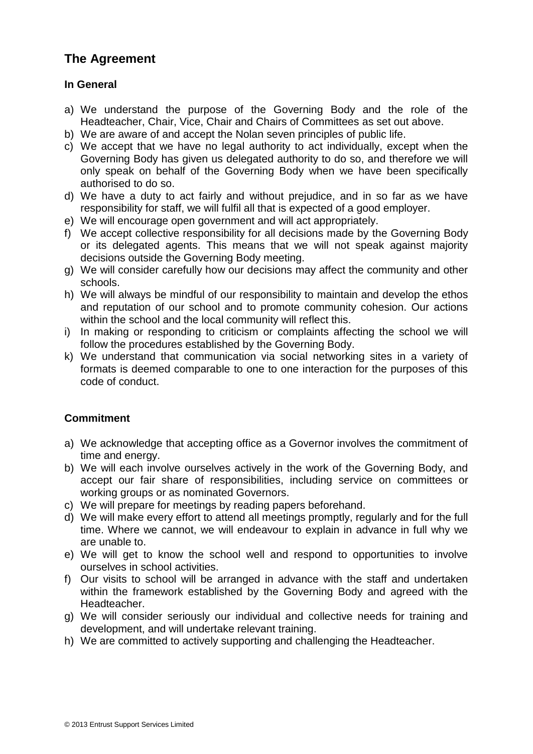## The Agreement

### In General

a) We understand the purpose of the Governing Body and the role of the Headteacher, Chair, Vice, Chair and Chairs of Committees as set out above.
b) We are aware of and accept the Nolan seven principles of public life.
c) We accept that we have no legal authority to act individually, except when the Governing Body has given us delegated authority to do so, and therefore we will only speak on behalf of the Governing Body when we have been specifically authorised to do so.
d) We have a duty to act fairly and without prejudice, and in so far as we have responsibility for staff, we will fulfil all that is expected of a good employer.
e) We will encourage open government and will act appropriately.
f) We accept collective responsibility for all decisions made by the Governing Body or its delegated agents. This means that we will not speak against majority decisions outside the Governing Body meeting.
g) We will consider carefully how our decisions may affect the community and other schools.
h) We will always be mindful of our responsibility to maintain and develop the ethos and reputation of our school and to promote community cohesion. Our actions within the school and the local community will reflect this.
i) In making or responding to criticism or complaints affecting the school we will follow the procedures established by the Governing Body.
k) We understand that communication via social networking sites in a variety of formats is deemed comparable to one to one interaction for the purposes of this code of conduct.

### Commitment

a) We acknowledge that accepting office as a Governor involves the commitment of time and energy.
b) We will each involve ourselves actively in the work of the Governing Body, and accept our fair share of responsibilities, including service on committees or working groups or as nominated Governors.
c) We will prepare for meetings by reading papers beforehand.
d) We will make every effort to attend all meetings promptly, regularly and for the full time. Where we cannot, we will endeavour to explain in advance in full why we are unable to.
e) We will get to know the school well and respond to opportunities to involve ourselves in school activities.
f) Our visits to school will be arranged in advance with the staff and undertaken within the framework established by the Governing Body and agreed with the Headteacher.
g) We will consider seriously our individual and collective needs for training and development, and will undertake relevant training.
h) We are committed to actively supporting and challenging the Headteacher.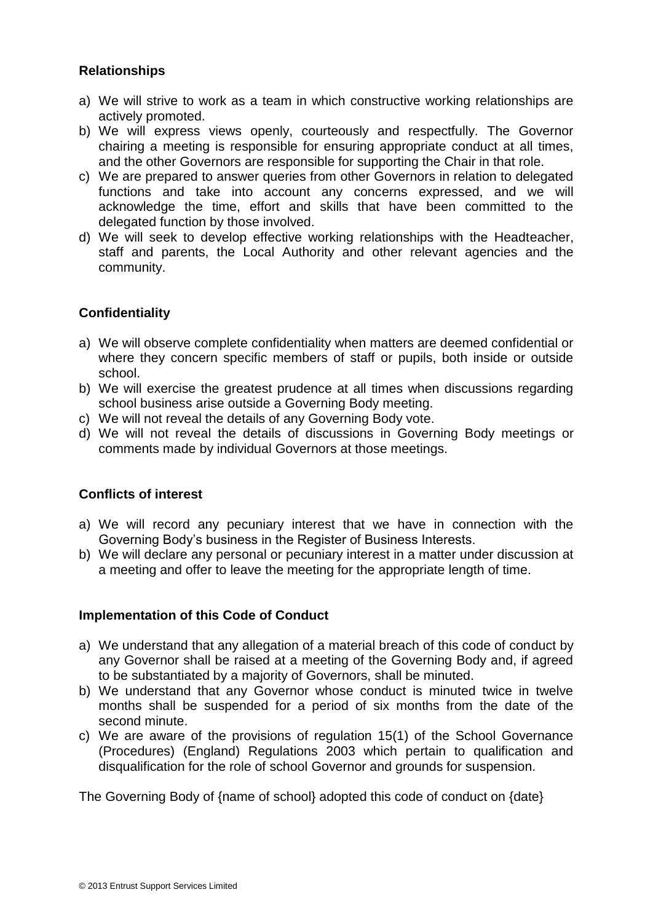## Relationships

a) We will strive to work as a team in which constructive working relationships are actively promoted.
b) We will express views openly, courteously and respectfully. The Governor chairing a meeting is responsible for ensuring appropriate conduct at all times, and the other Governors are responsible for supporting the Chair in that role.
c) We are prepared to answer queries from other Governors in relation to delegated functions and take into account any concerns expressed, and we will acknowledge the time, effort and skills that have been committed to the delegated function by those involved.
d) We will seek to develop effective working relationships with the Headteacher, staff and parents, the Local Authority and other relevant agencies and the community.

## Confidentiality

a) We will observe complete confidentiality when matters are deemed confidential or where they concern specific members of staff or pupils, both inside or outside school.
b) We will exercise the greatest prudence at all times when discussions regarding school business arise outside a Governing Body meeting.
c) We will not reveal the details of any Governing Body vote.
d) We will not reveal the details of discussions in Governing Body meetings or comments made by individual Governors at those meetings.

## Conflicts of interest

a) We will record any pecuniary interest that we have in connection with the Governing Body's business in the Register of Business Interests.
b) We will declare any personal or pecuniary interest in a matter under discussion at a meeting and offer to leave the meeting for the appropriate length of time.

## Implementation of this Code of Conduct

a) We understand that any allegation of a material breach of this code of conduct by any Governor shall be raised at a meeting of the Governing Body and, if agreed to be substantiated by a majority of Governors, shall be minuted.
b) We understand that any Governor whose conduct is minuted twice in twelve months shall be suspended for a period of six months from the date of the second minute.
c) We are aware of the provisions of regulation 15(1) of the School Governance (Procedures) (England) Regulations 2003 which pertain to qualification and disqualification for the role of school Governor and grounds for suspension.

The Governing Body of {name of school} adopted this code of conduct on {date}

© 2013 Entrust Support Services Limited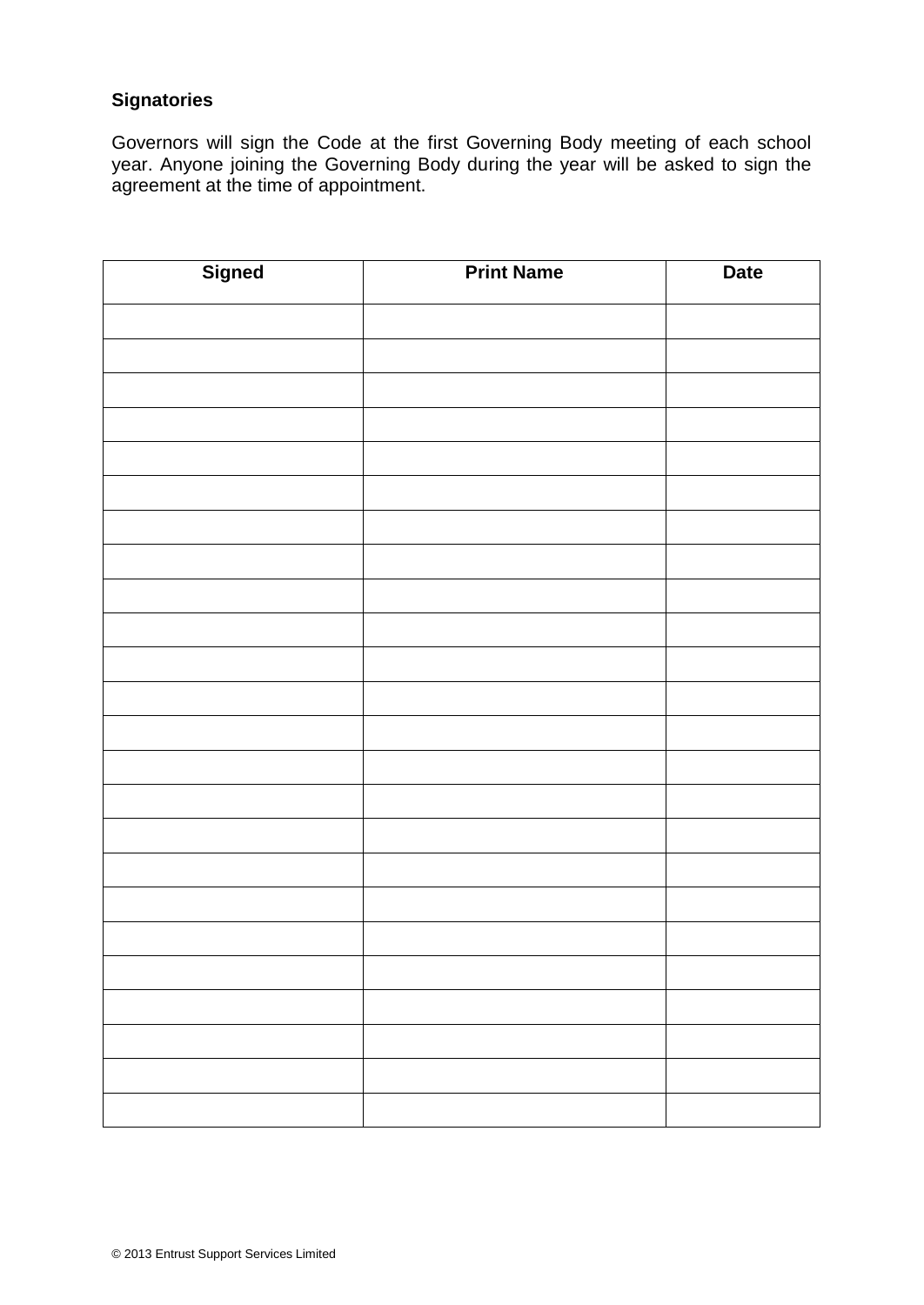**Signatories**

Governors will sign the Code at the first Governing Body meeting of each school year. Anyone joining the Governing Body during the year will be asked to sign the agreement at the time of appointment.

| Signed | Print Name | Date |
|---|---|---|
| | | |
| | | |
| | | |
| | | |
| | | |
| | | |
| | | |
| | | |
| | | |
| | | |
| | | |
| | | |
| | | |
| | | |
| | | |
| | | |
| | | |
| | | |
| | | |
| | | |
| | | |
| | | |
| | | |
| | | |

© 2013 Entrust Support Services Limited